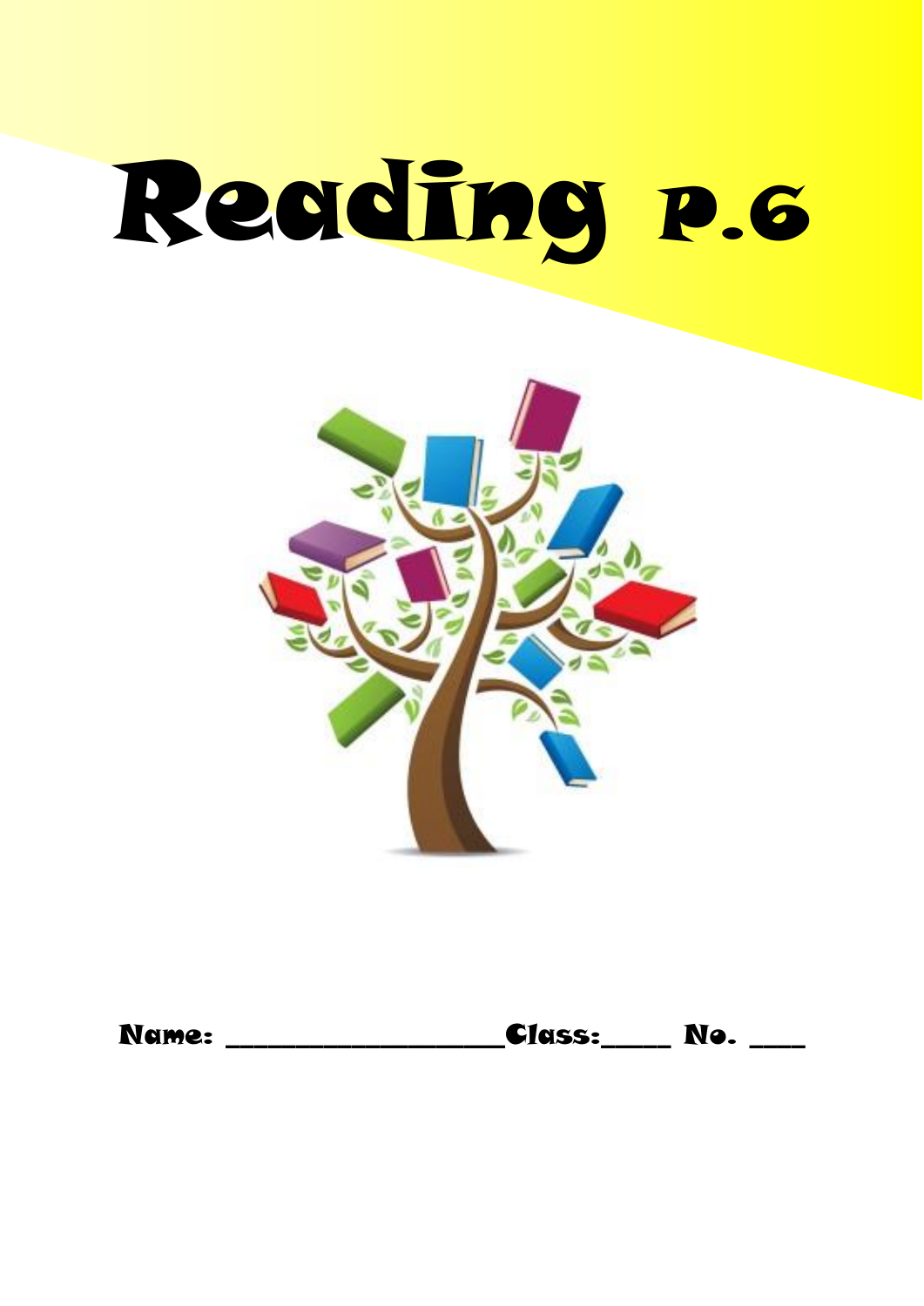# Reading P.6

**Name: ____________________Class:_____ No. ____**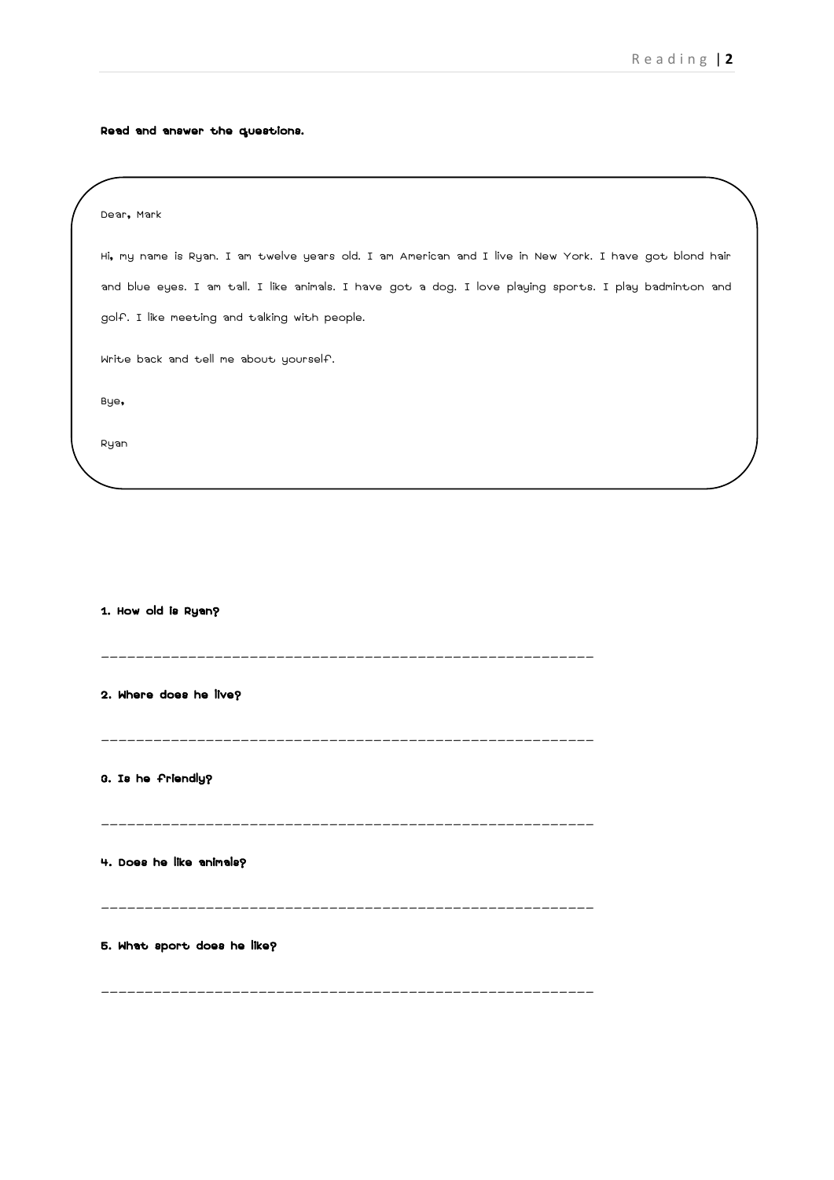**Read and answer the questions.**

Dear, Mark

Hi, my name is Ryan. I am twelve years old. I am American and I live in New York. I have got blond hair and blue eyes. I am tall. I like animals. I have got a dog. I love playing sports. I play badminton and golf. I like meeting and talking with people.

Write back and tell me about yourself.

Bye,

Ryan

**1. How old is Ryan?**

\_\_\_\_\_\_\_\_\_\_\_\_\_\_\_\_\_\_\_\_\_\_\_\_\_\_\_\_\_\_\_\_\_\_\_\_\_\_\_\_\_\_\_\_\_\_\_\_\_\_\_\_\_\_

**2. Where does he live?**

\_\_\_\_\_\_\_\_\_\_\_\_\_\_\_\_\_\_\_\_\_\_\_\_\_\_\_\_\_\_\_\_\_\_\_\_\_\_\_\_\_\_\_\_\_\_\_\_\_\_\_\_\_\_

**3. Is he friendly?**

\_\_\_\_\_\_\_\_\_\_\_\_\_\_\_\_\_\_\_\_\_\_\_\_\_\_\_\_\_\_\_\_\_\_\_\_\_\_\_\_\_\_\_\_\_\_\_\_\_\_\_\_\_\_

**4. Does he like animals?**

\_\_\_\_\_\_\_\_\_\_\_\_\_\_\_\_\_\_\_\_\_\_\_\_\_\_\_\_\_\_\_\_\_\_\_\_\_\_\_\_\_\_\_\_\_\_\_\_\_\_\_\_\_\_

**5. What sport does he like?**

\_\_\_\_\_\_\_\_\_\_\_\_\_\_\_\_\_\_\_\_\_\_\_\_\_\_\_\_\_\_\_\_\_\_\_\_\_\_\_\_\_\_\_\_\_\_\_\_\_\_\_\_\_\_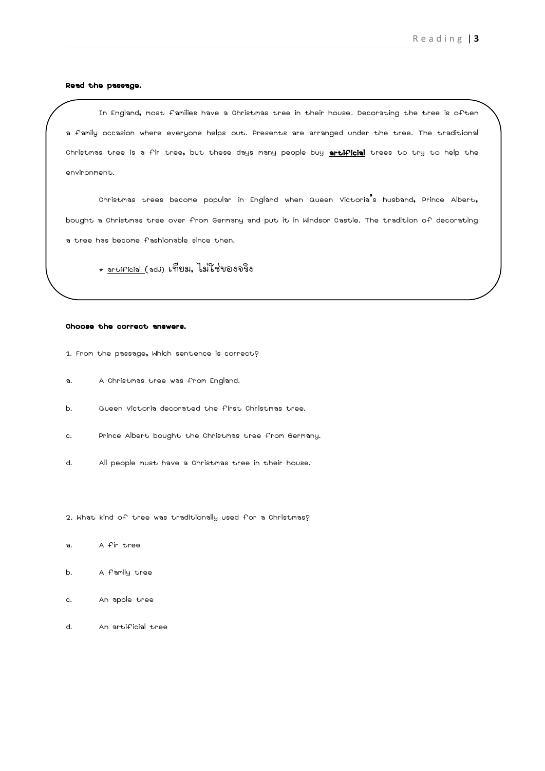**Read the passage.**

In England, most families have a Christmas tree in their house. Decorating the tree is often a family occasion where everyone helps out. Presents are arranged under the tree. The traditional Christmas tree is a fir tree, but these days many people buy **artificial** trees to try to help the environment.

Christmas trees become popular in England when Queen Victoria's husband, Prince Albert, bought a Christmas tree over from Germany and put it in Windsor Castle. The tradition of decorating a tree has become fashionable since then.

* artificial (adj) เทียม, ไม่ใช่ของจริง

**Choose the correct answers.**

1. From the passage, Which sentence is correct?

a. A Christmas tree was from England.

b. Queen Victoria decorated the first Christmas tree.

c. Prince Albert bought the Christmas tree from Germany.

d. All people must have a Christmas tree in their house.

2. What kind of tree was traditionally used for a Christmas?

a. A fir tree

b. A family tree

c. An apple tree

d. An artificial tree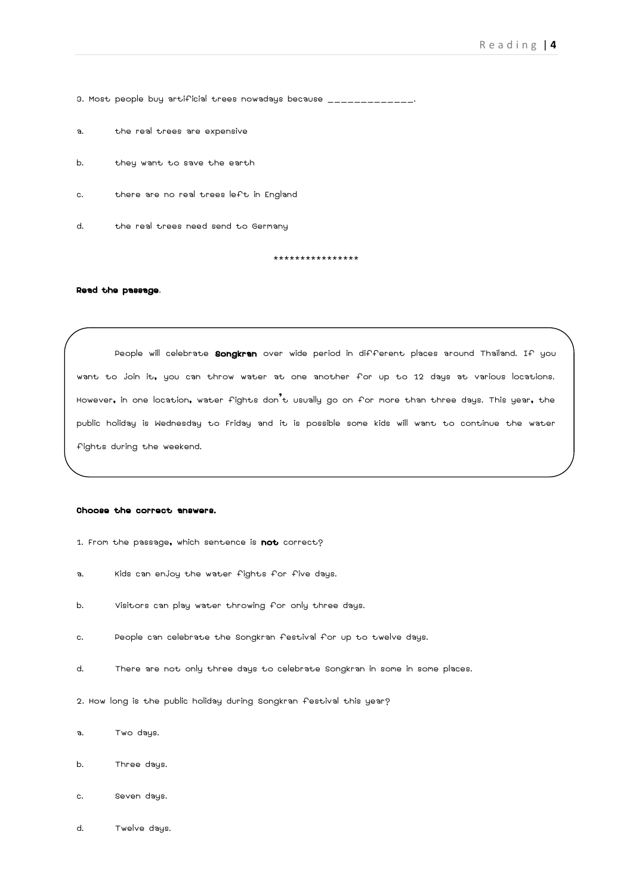3. Most people buy artificial trees nowadays because _____________.

a. the real trees are expensive

b. they want to save the earth

c. there are no real trees left in England

d. the real trees need send to Germany

****************

**Read the passage.**

People will celebrate **Songkran** over wide period in different places around Thailand. If you want to join it, you can throw water at one another for up to 12 days at various locations. However, in one location, water fights don't usually go on for more than three days. This year, the public holiday is Wednesday to Friday and it is possible some kids will want to continue the water fights during the weekend.

**Choose the correct answers.**

1. From the passage, which sentence is **not** correct?

a. Kids can enjoy the water fights for five days.

b. Visitors can play water throwing for only three days.

c. People can celebrate the Songkran festival for up to twelve days.

d. There are not only three days to celebrate Songkran in some in some places.

2. How long is the public holiday during Songkran festival this year?

a. Two days.

b. Three days.

c. Seven days.

d. Twelve days.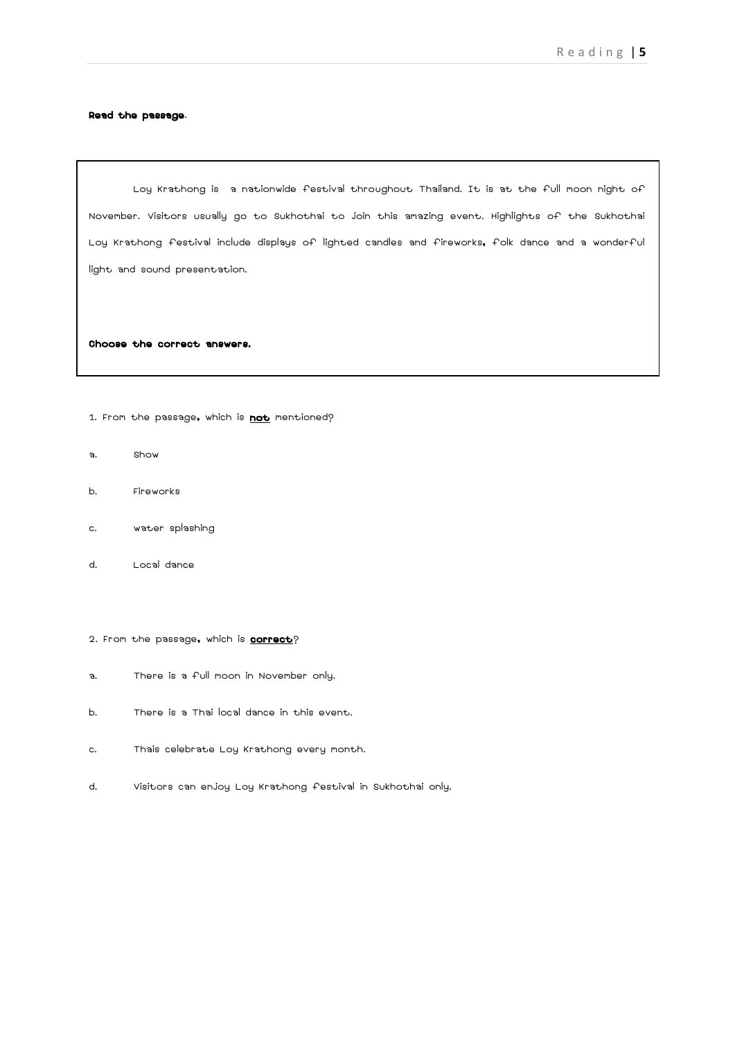**Read the passage**.

Loy Krathong is  a nationwide festival throughout Thailand. It is at the full moon night of November. Visitors usually go to Sukhothai to join this amazing event. Highlights of the Sukhothai Loy Krathong festival include displays of lighted candles and fireworks, folk dance and a wonderful light and sound presentation.

**Choose the correct answers.**

1. From the passage, which is **<u>not</u>** mentioned?

a. Show

b. Fireworks

c. Water splashing

d. Local dance

2. From the passage, which is **<u>correct</u>**?

a. There is a full moon in November only.

b. There is a Thai local dance in this event.

c. Thais celebrate Loy Krathong every month.

d. Visitors can enjoy Loy Krathong festival in Sukhothai only.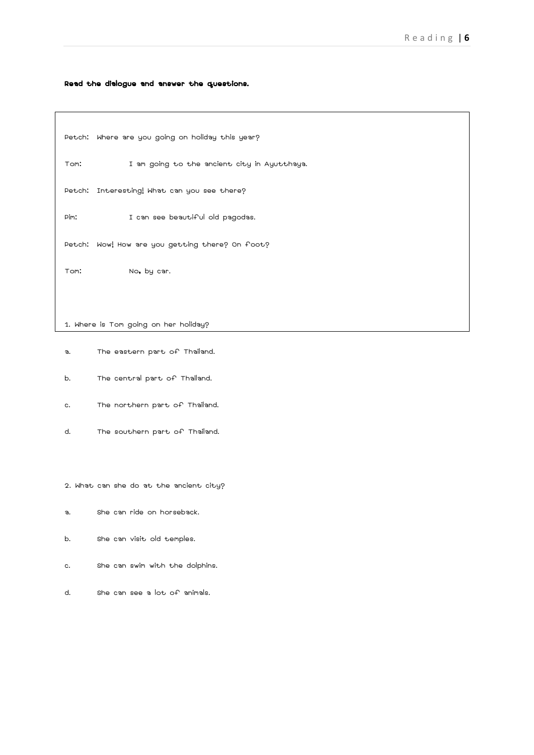**Read the dialogue and answer the questions.**

Petch: Where are you going on holiday this year?

Tom: I am going to the ancient city in Ayutthaya.

Petch: Interesting! What can you see there?

Pim: I can see beautiful old pagodas.

Petch: Wow! How are you getting there? On foot?

Tom: No, by car.

1. Where is Tom going on her holiday?

a. The eastern part of Thailand.

b. The central part of Thailand.

c. The northern part of Thailand.

d. The southern part of Thailand.

2. What can she do at the ancient city?

a. She can ride on horseback.

b. She can visit old temples.

c. She can swim with the dolphins.

d. She can see a lot of animals.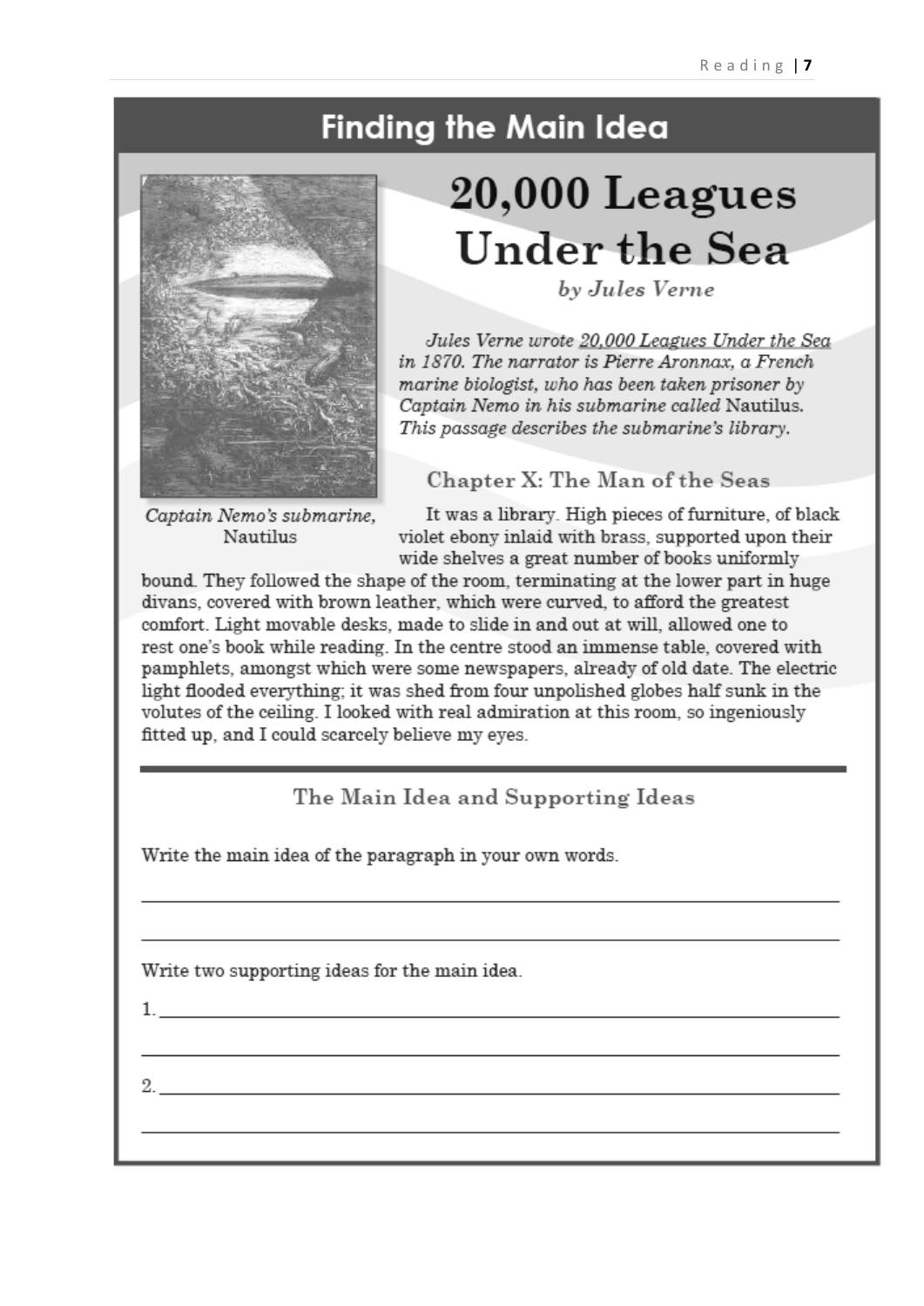# Finding the Main Idea

## 20,000 Leagues Under the Sea

*by Jules Verne*

Captain Nemo's submarine, Nautilus

*Jules Verne wrote 20,000 Leagues Under the Sea in 1870. The narrator is Pierre Aronnax, a French marine biologist, who has been taken prisoner by Captain Nemo in his submarine called* Nautilus. *This passage describes the submarine's library.*

### Chapter X: The Man of the Seas

It was a library. High pieces of furniture, of black violet ebony inlaid with brass, supported upon their wide shelves a great number of books uniformly bound. They followed the shape of the room, terminating at the lower part in huge divans, covered with brown leather, which were curved, to afford the greatest comfort. Light movable desks, made to slide in and out at will, allowed one to rest one's book while reading. In the centre stood an immense table, covered with pamphlets, amongst which were some newspapers, already of old date. The electric light flooded everything; it was shed from four unpolished globes half sunk in the volutes of the ceiling. I looked with real admiration at this room, so ingeniously fitted up, and I could scarcely believe my eyes.

### The Main Idea and Supporting Ideas

Write the main idea of the paragraph in your own words.

___________________________________________________________________________

___________________________________________________________________________

Write two supporting ideas for the main idea.

1. ________________________________________________________________________

___________________________________________________________________________

2. ________________________________________________________________________

___________________________________________________________________________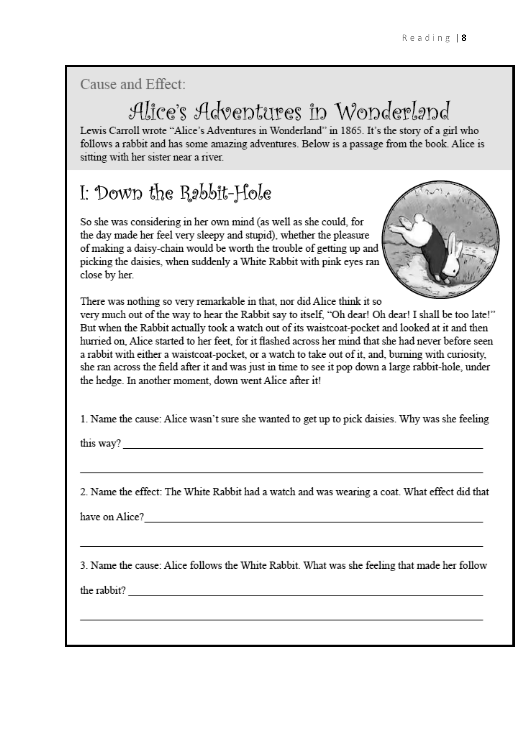Cause and Effect:

# Alice's Adventures in Wonderland

Lewis Carroll wrote "Alice's Adventures in Wonderland" in 1865. It's the story of a girl who follows a rabbit and has some amazing adventures. Below is a passage from the book. Alice is sitting with her sister near a river.

## I: Down the Rabbit-Hole

So she was considering in her own mind (as well as she could, for the day made her feel very sleepy and stupid), whether the pleasure of making a daisy-chain would be worth the trouble of getting up and picking the daisies, when suddenly a White Rabbit with pink eyes ran close by her.

There was nothing so very remarkable in that, nor did Alice think it so very much out of the way to hear the Rabbit say to itself, "Oh dear! Oh dear! I shall be too late!" But when the Rabbit actually took a watch out of its waistcoat-pocket and looked at it and then hurried on, Alice started to her feet, for it flashed across her mind that she had never before seen a rabbit with either a waistcoat-pocket, or a watch to take out of it, and, burning with curiosity, she ran across the field after it and was just in time to see it pop down a large rabbit-hole, under the hedge. In another moment, down went Alice after it!

1. Name the cause: Alice wasn't sure she wanted to get up to pick daisies. Why was she feeling this way? ______________________________________________________________

______________________________________________________________

2. Name the effect: The White Rabbit had a watch and was wearing a coat. What effect did that have on Alice? ______________________________________________________________

______________________________________________________________

3. Name the cause: Alice follows the White Rabbit. What was she feeling that made her follow the rabbit? ______________________________________________________________

______________________________________________________________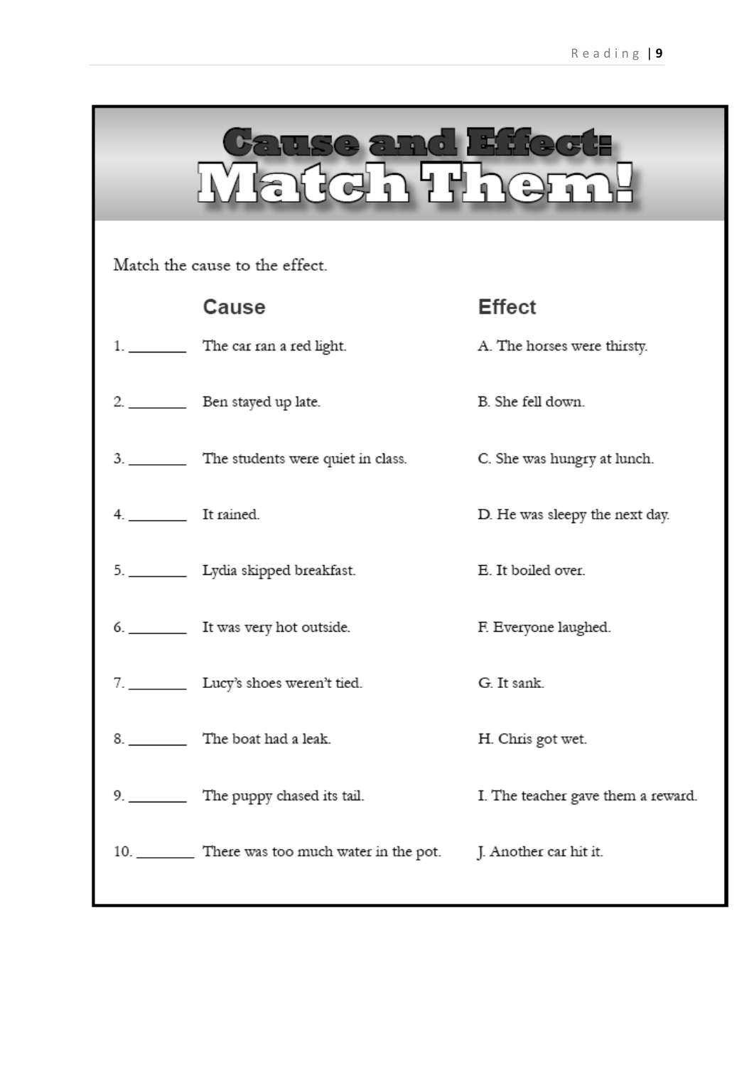# Cause and Effect: Match Them!

Match the cause to the effect.

| | Cause | Effect |
|---|---|---|
| 1. ________ | The car ran a red light. | A. The horses were thirsty. |
| 2. ________ | Ben stayed up late. | B. She fell down. |
| 3. ________ | The students were quiet in class. | C. She was hungry at lunch. |
| 4. ________ | It rained. | D. He was sleepy the next day. |
| 5. ________ | Lydia skipped breakfast. | E. It boiled over. |
| 6. ________ | It was very hot outside. | F. Everyone laughed. |
| 7. ________ | Lucy's shoes weren't tied. | G. It sank. |
| 8. ________ | The boat had a leak. | H. Chris got wet. |
| 9. ________ | The puppy chased its tail. | I. The teacher gave them a reward. |
| 10. ________ | There was too much water in the pot. | J. Another car hit it. |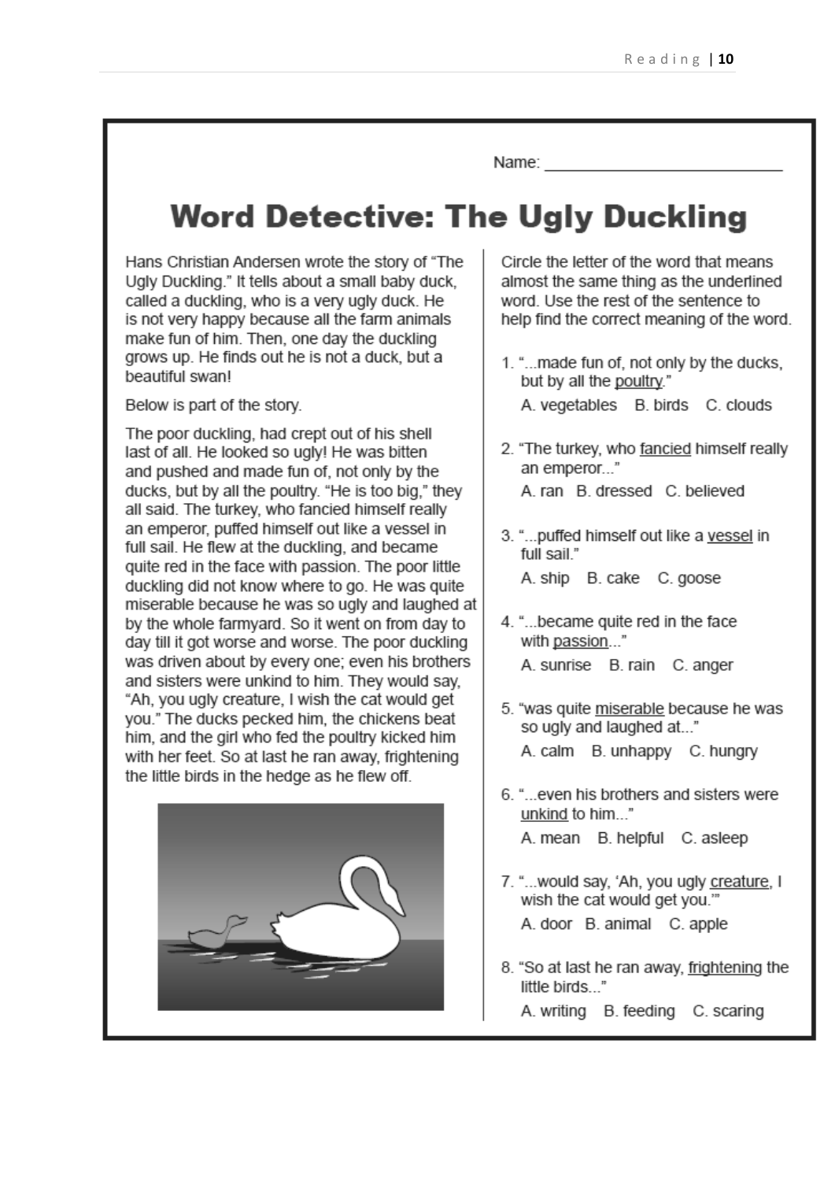Name: ___________________________

# Word Detective: The Ugly Duckling

Hans Christian Andersen wrote the story of "The Ugly Duckling." It tells about a small baby duck, called a duckling, who is a very ugly duck. He is not very happy because all the farm animals make fun of him. Then, one day the duckling grows up. He finds out he is not a duck, but a beautiful swan!

Below is part of the story.

The poor duckling, had crept out of his shell last of all. He looked so ugly! He was bitten and pushed and made fun of, not only by the ducks, but by all the poultry. "He is too big," they all said. The turkey, who fancied himself really an emperor, puffed himself out like a vessel in full sail. He flew at the duckling, and became quite red in the face with passion. The poor little duckling did not know where to go. He was quite miserable because he was so ugly and laughed at by the whole farmyard. So it went on from day to day till it got worse and worse. The poor duckling was driven about by every one; even his brothers and sisters were unkind to him. They would say, "Ah, you ugly creature, I wish the cat would get you." The ducks pecked him, the chickens beat him, and the girl who fed the poultry kicked him with her feet. So at last he ran away, frightening the little birds in the hedge as he flew off.

Circle the letter of the word that means almost the same thing as the underlined word. Use the rest of the sentence to help find the correct meaning of the word.

1. "...made fun of, not only by the ducks, but by all the <u>poultry</u>."
   A. vegetables  B. birds  C. clouds

2. "The turkey, who <u>fancied</u> himself really an emperor..."
   A. ran  B. dressed  C. believed

3. "...puffed himself out like a <u>vessel</u> in full sail."
   A. ship  B. cake  C. goose

4. "...became quite red in the face with <u>passion</u>..."
   A. sunrise  B. rain  C. anger

5. "was quite <u>miserable</u> because he was so ugly and laughed at..."
   A. calm  B. unhappy  C. hungry

6. "...even his brothers and sisters were <u>unkind</u> to him..."
   A. mean  B. helpful  C. asleep

7. "...would say, 'Ah, you ugly <u>creature</u>, I wish the cat would get you.'"
   A. door  B. animal  C. apple

8. "So at last he ran away, <u>frightening</u> the little birds..."
   A. writing  B. feeding  C. scaring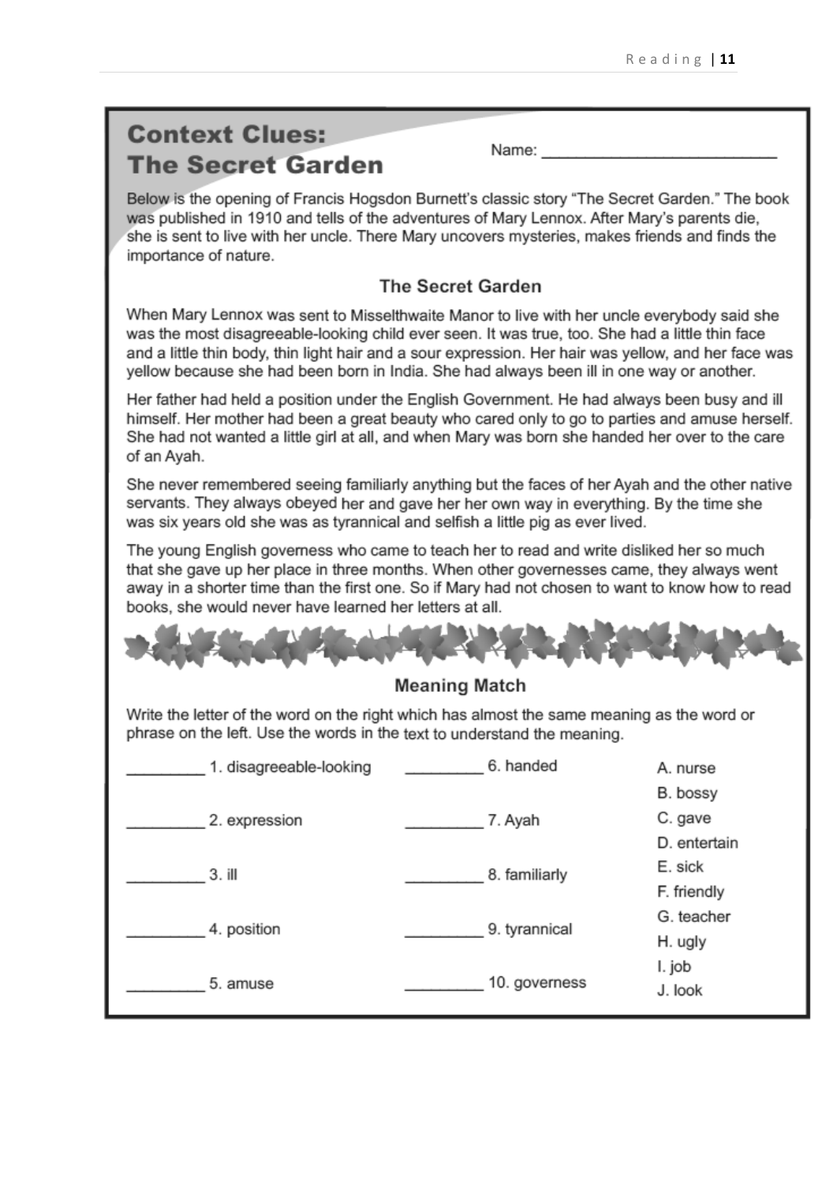## Context Clues: The Secret Garden

Name: ___________________________

Below is the opening of Francis Hogsdon Burnett's classic story "The Secret Garden." The book was published in 1910 and tells of the adventures of Mary Lennox. After Mary's parents die, she is sent to live with her uncle. There Mary uncovers mysteries, makes friends and finds the importance of nature.

### The Secret Garden

When Mary Lennox was sent to Misselthwaite Manor to live with her uncle everybody said she was the most disagreeable-looking child ever seen. It was true, too. She had a little thin face and a little thin body, thin light hair and a sour expression. Her hair was yellow, and her face was yellow because she had been born in India. She had always been ill in one way or another.

Her father had held a position under the English Government. He had always been busy and ill himself. Her mother had been a great beauty who cared only to go to parties and amuse herself. She had not wanted a little girl at all, and when Mary was born she handed her over to the care of an Ayah.

She never remembered seeing familiarly anything but the faces of her Ayah and the other native servants. They always obeyed her and gave her her own way in everything. By the time she was six years old she was as tyrannical and selfish a little pig as ever lived.

The young English governess who came to teach her to read and write disliked her so much that she gave up her place in three months. When other governesses came, they always went away in a shorter time than the first one. So if Mary had not chosen to want to know how to read books, she would never have learned her letters at all.

### Meaning Match

Write the letter of the word on the right which has almost the same meaning as the word or phrase on the left. Use the words in the text to understand the meaning.

_________ 1. disagreeable-looking

_________ 2. expression

_________ 3. ill

_________ 4. position

_________ 5. amuse

_________ 6. handed

_________ 7. Ayah

_________ 8. familiarly

_________ 9. tyrannical

_________ 10. governess

A. nurse
B. bossy
C. gave
D. entertain
E. sick
F. friendly
G. teacher
H. ugly
I. job
J. look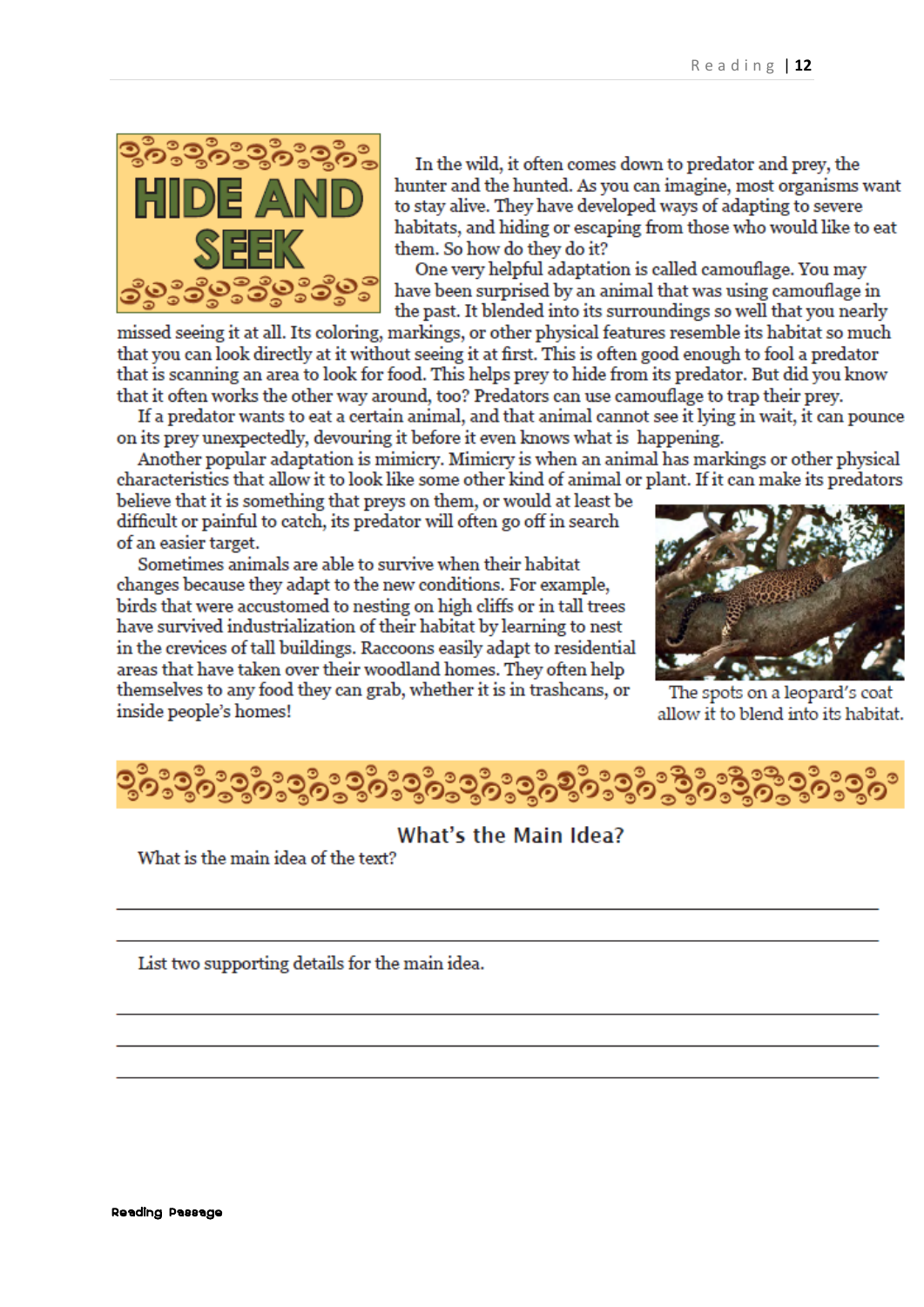# HIDE AND SEEK

In the wild, it often comes down to predator and prey, the hunter and the hunted. As you can imagine, most organisms want to stay alive. They have developed ways of adapting to severe habitats, and hiding or escaping from those who would like to eat them. So how do they do it?

One very helpful adaptation is called camouflage. You may have been surprised by an animal that was using camouflage in the past. It blended into its surroundings so well that you nearly missed seeing it at all. Its coloring, markings, or other physical features resemble its habitat so much that you can look directly at it without seeing it at first. This is often good enough to fool a predator that is scanning an area to look for food. This helps prey to hide from its predator. But did you know that it often works the other way around, too? Predators can use camouflage to trap their prey.

If a predator wants to eat a certain animal, and that animal cannot see it lying in wait, it can pounce on its prey unexpectedly, devouring it before it even knows what is happening.

Another popular adaptation is mimicry. Mimicry is when an animal has markings or other physical characteristics that allow it to look like some other kind of animal or plant. If it can make its predators believe that it is something that preys on them, or would at least be difficult or painful to catch, its predator will often go off in search of an easier target.

Sometimes animals are able to survive when their habitat changes because they adapt to the new conditions. For example, birds that were accustomed to nesting on high cliffs or in tall trees have survived industrialization of their habitat by learning to nest in the crevices of tall buildings. Raccoons easily adapt to residential areas that have taken over their woodland homes. They often help themselves to any food they can grab, whether it is in trashcans, or inside people's homes!

The spots on a leopard's coat allow it to blend into its habitat.

## What's the Main Idea?

What is the main idea of the text?

___

___

List two supporting details for the main idea.

___

___

___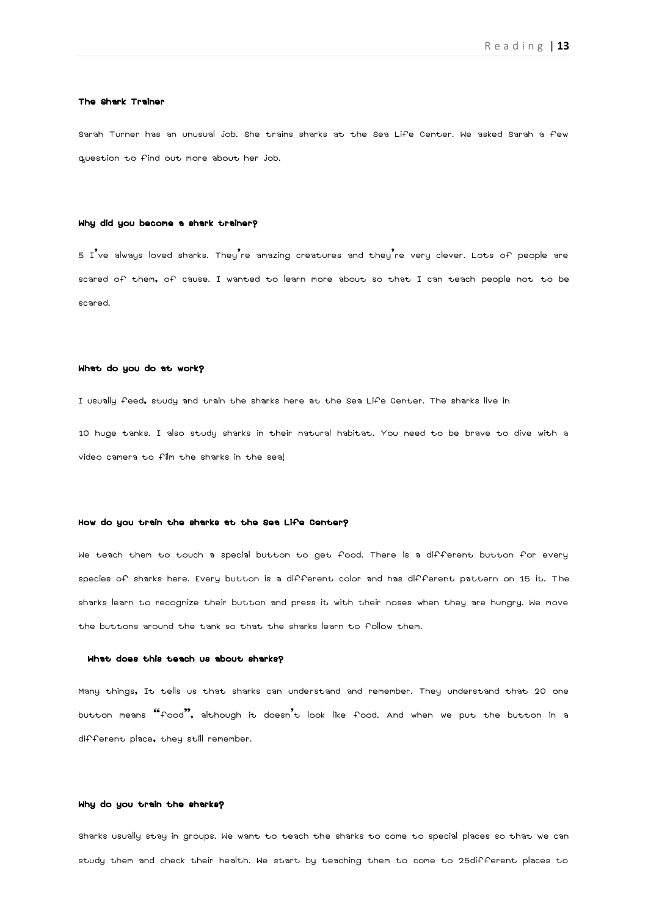**The Shark Trainer**

Sarah Turner has an unusual job. She trains sharks at the Sea Life Center. We asked Sarah a few question to find out more about her job.

**Why did you become a shark trainer?**

5 I've always loved sharks. They're amazing creatures and they're very clever. Lots of people are scared of them, of cause. I wanted to learn more about so that I can teach people not to be scared.

**What do you do at work?**

I usually feed, study and train the sharks here at the Sea Life Center. The sharks live in

10 huge tanks. I also study sharks in their natural habitat. You need to be brave to dive with a video camera to film the sharks in the sea!

**How do you train the sharks at the Sea Life Center?**

We teach them to touch a special button to get food. There is a different button for every species of sharks here. Every button is a different color and has different pattern on 15 it. The sharks learn to recognize their button and press it with their noses when they are hungry. We move the buttons around the tank so that the sharks learn to follow them.

**What does this teach us about sharks?**

Many things, It tells us that sharks can understand and remember. They understand that 20 one button means "food", although it doesn't look like food. And when we put the button in a different place, they still remember.

**Why do you train the sharks?**

Sharks usually stay in groups. We want to teach the sharks to come to special places so that we can study them and check their health. We start by teaching them to come to 25different places to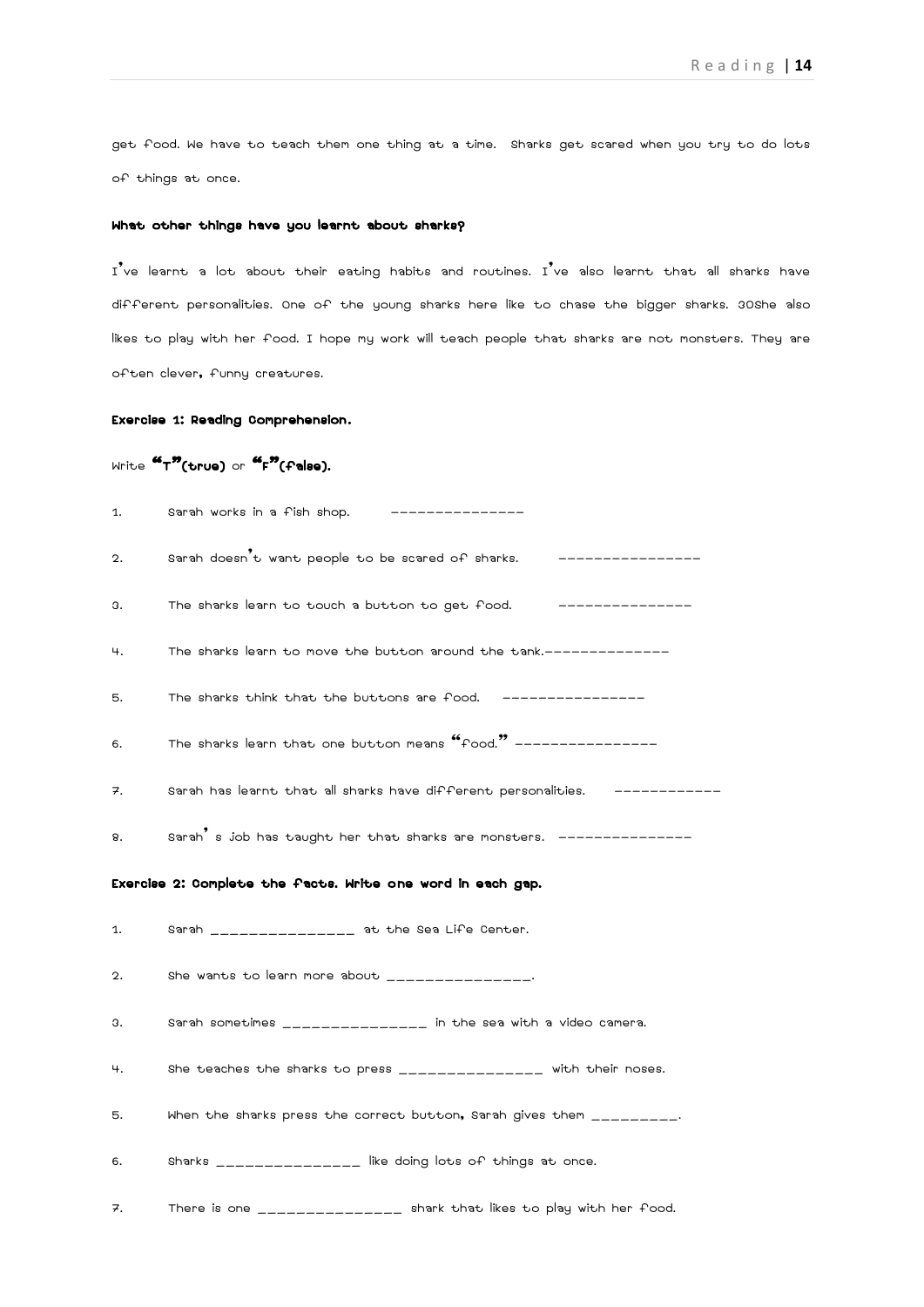get food. We have to teach them one thing at a time. Sharks get scared when you try to do lots of things at once.

**What other things have you learnt about sharks?**

I've learnt a lot about their eating habits and routines. I've also learnt that all sharks have different personalities. One of the young sharks here like to chase the bigger sharks. 30She also likes to play with her food. I hope my work will teach people that sharks are not monsters. They are often clever, funny creatures.

**Exercise 1: Reading Comprehension.**

Write **"T"(true)** or **"F"(false).**

1. Sarah works in a fish shop. ---------------
2. Sarah doesn't want people to be scared of sharks. ----------------
3. The sharks learn to touch a button to get food. ---------------
4. The sharks learn to move the button around the tank.--------------
5. The sharks think that the buttons are food. ----------------
6. The sharks learn that one button means "food." ----------------
7. Sarah has learnt that all sharks have different personalities. ------------
8. Sarah's job has taught her that sharks are monsters. ---------------

**Exercise 2: Complete the facts. Write one word in each gap.**

1. Sarah _______________ at the Sea Life Center.
2. She wants to learn more about _______________.
3. Sarah sometimes _______________ in the sea with a video camera.
4. She teaches the sharks to press _______________ with their noses.
5. When the sharks press the correct button, Sarah gives them _________.
6. Sharks _______________ like doing lots of things at once.
7. There is one _______________ shark that likes to play with her food.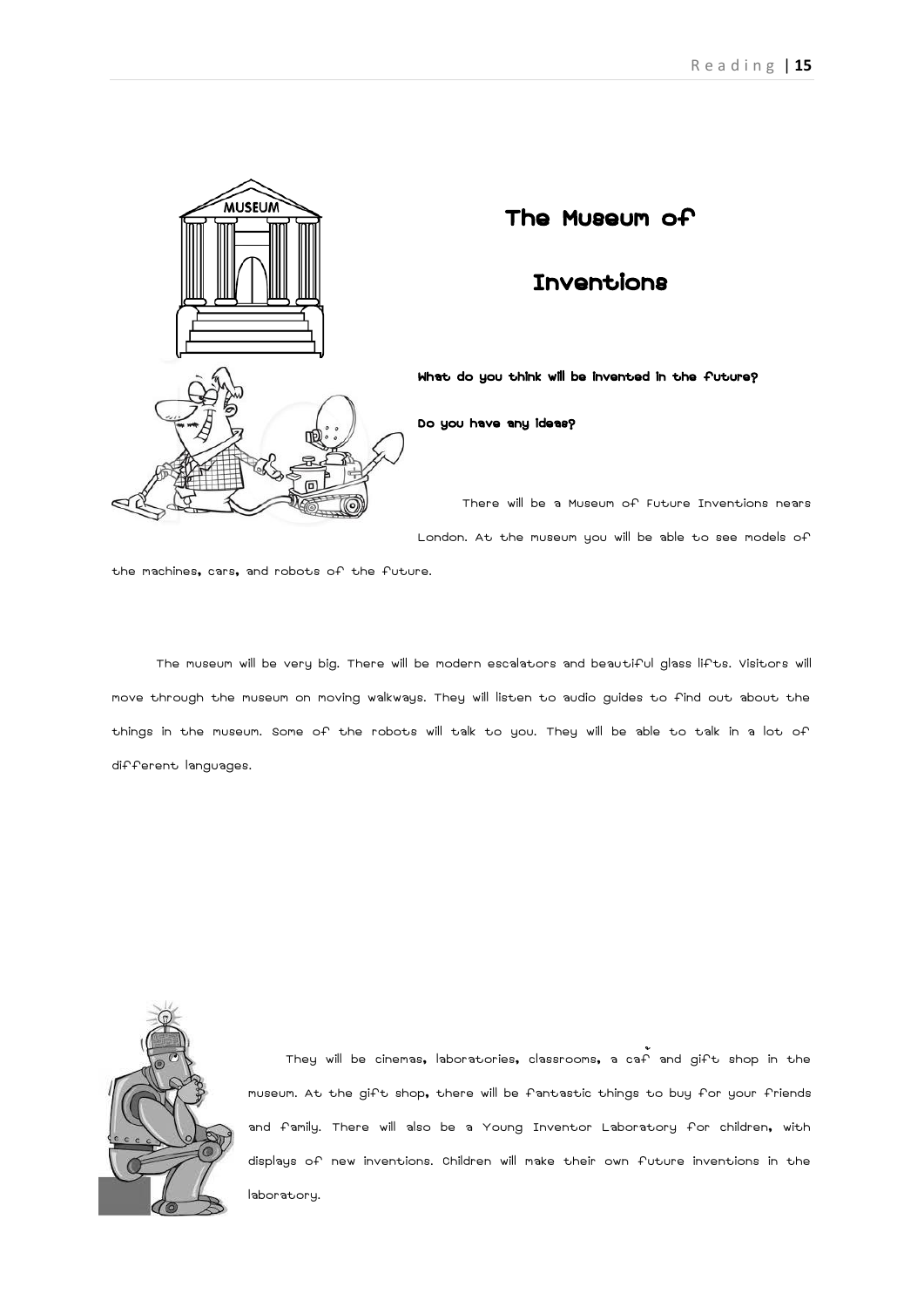# The Museum of Inventions

**What do you think will be invented in the future?**

**Do you have any ideas?**

There will be a Museum of Future Inventions nears London. At the museum you will be able to see models of the machines, cars, and robots of the future.

The museum will be very big. There will be modern escalators and beautiful glass lifts. Visitors will move through the museum on moving walkways. They will listen to audio guides to find out about the things in the museum. Some of the robots will talk to you. They will be able to talk in a lot of different languages.

They will be cinemas, laboratories, classrooms, a caf̃ and gift shop in the museum. At the gift shop, there will be fantastic things to buy for your friends and family. There will also be a Young Inventor Laboratory for children, with displays of new inventions. Children will make their own future inventions in the laboratory.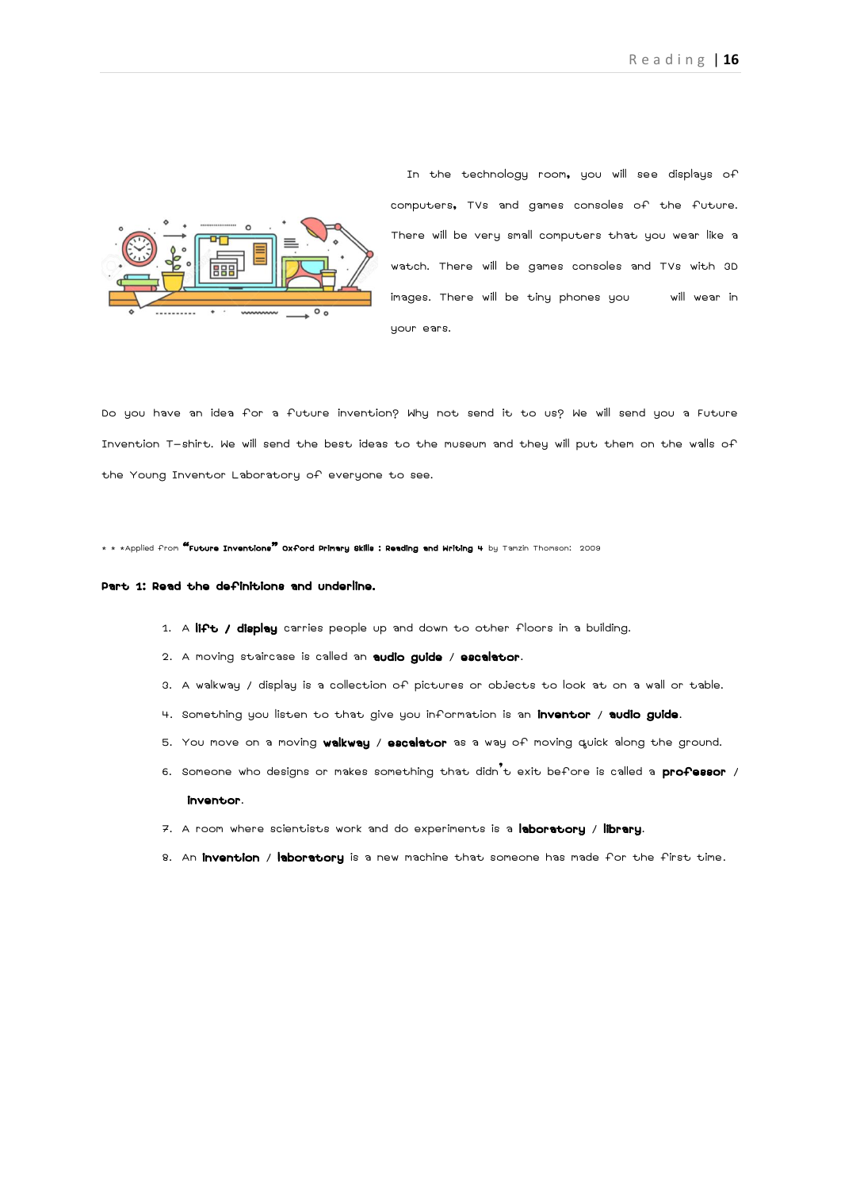In the technology room, you will see displays of computers, TVs and games consoles of the future. There will be very small computers that you wear like a watch. There will be games consoles and TVs with 3D images. There will be tiny phones you will wear in your ears.

Do you have an idea for a future invention? Why not send it to us? We will send you a Future Invention T-shirt. We will send the best ideas to the museum and they will put them on the walls of the Young Inventor Laboratory of everyone to see.

* * *Applied from **"Future Inventions" Oxford Primary Skills : Reading and Writing 4** by Tamzin Thomson: 2009

**Part 1: Read the definitions and underline.**

1. A **lift / display** carries people up and down to other floors in a building.
2. A moving staircase is called an **audio guide** / **escalator**.
3. A walkway / display is a collection of pictures or objects to look at on a wall or table.
4. Something you listen to that give you information is an **inventor** / **audio guide**.
5. You move on a moving **walkway** / **escalator** as a way of moving quick along the ground.
6. Someone who designs or makes something that didn't exit before is called a **professor** / **inventor**.
7. A room where scientists work and do experiments is a **laboratory** / **library**.
8. An **invention** / **laboratory** is a new machine that someone has made for the first time.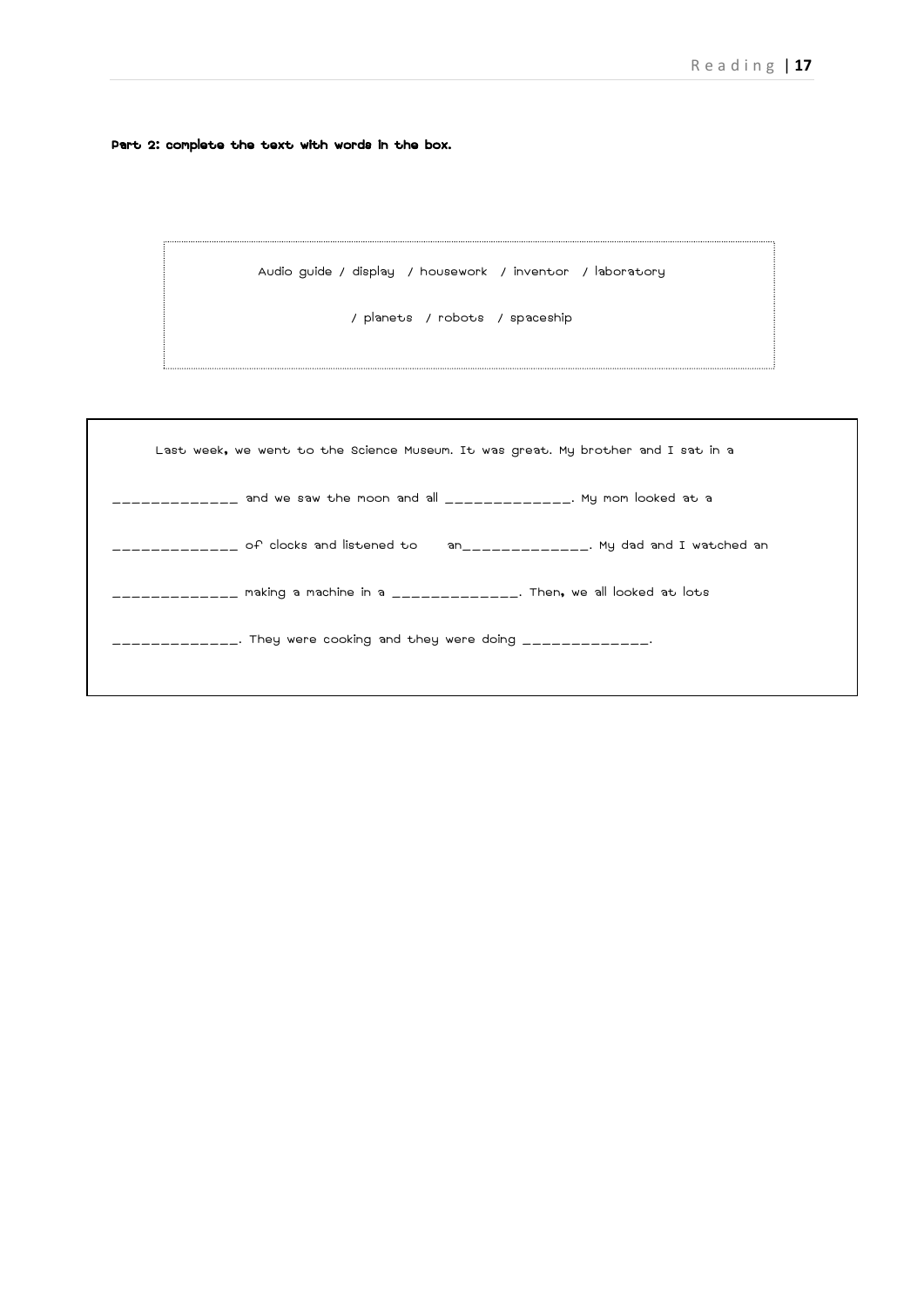**Part 2: complete the text with words in the box.**

> Audio guide / display / housework / inventor / laboratory
>
> / planets / robots / spaceship

Last week, we went to the Science Museum. It was great. My brother and I sat in a _____________ and we saw the moon and all _____________. My mom looked at a _____________ of clocks and listened to an_____________. My dad and I watched an _____________ making a machine in a _____________. Then, we all looked at lots _____________. They were cooking and they were doing _____________.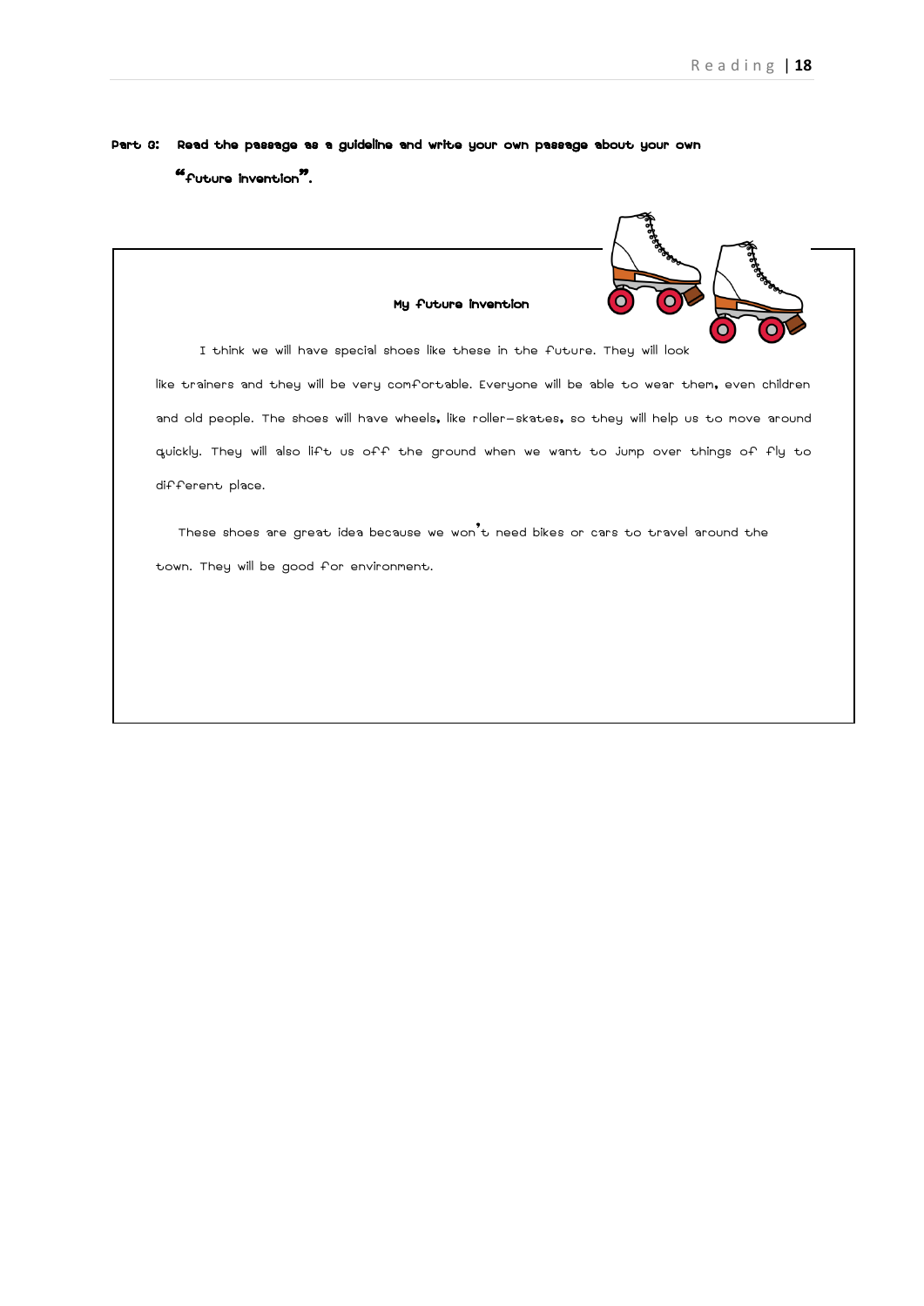**Part C: Read the passage as a guideline and write your own passage about your own "future invention".**

### My future invention

I think we will have special shoes like these in the future. They will look like trainers and they will be very comfortable. Everyone will be able to wear them, even children and old people. The shoes will have wheels, like roller-skates, so they will help us to move around quickly. They will also lift us off the ground when we want to jump over things or fly to different place.

These shoes are great idea because we won't need bikes or cars to travel around the town. They will be good for environment.